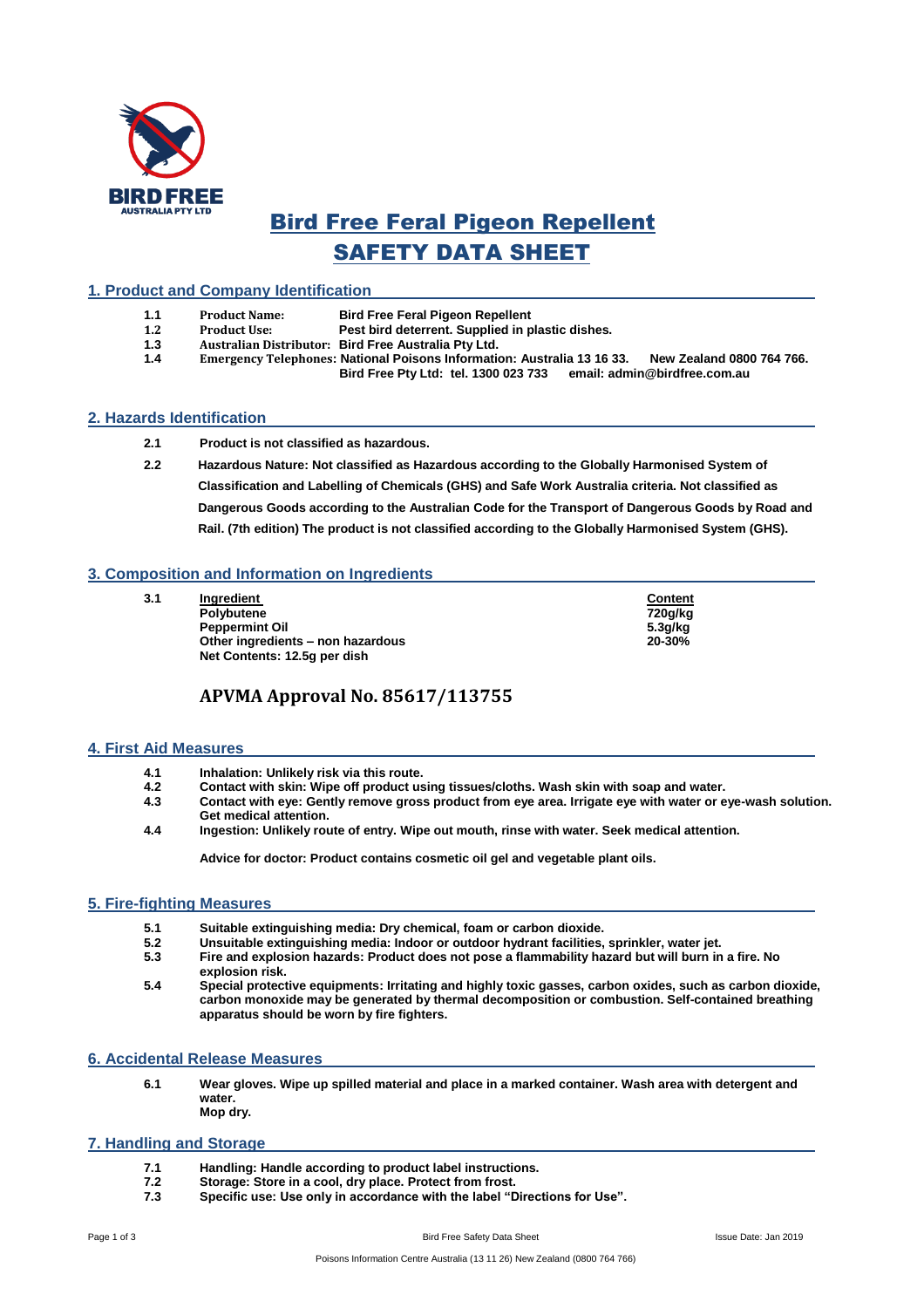# Bird Free Feral Pigeon Repellent

# SAFETY DATA SHEET

## 1. Product and Company Identification

**1.1** **Product Name:** **Bird Free Feral Pigeon Repellent**

**1.2** **Product Use:** **Pest bird deterrent. Supplied in plastic dishes.**

**1.3** **Australian Distributor: Bird Free Australia Pty Ltd.**

**1.4** **Emergency Telephones: National Poisons Information: Australia 13 16 33. New Zealand 0800 764 766.**
**Bird Free Pty Ltd: tel. 1300 023 733 email: admin@birdfree.com.au**

## 2. Hazards Identification

**2.1** **Product is not classified as hazardous.**

**2.2** **Hazardous Nature: Not classified as Hazardous according to the Globally Harmonised System of Classification and Labelling of Chemicals (GHS) and Safe Work Australia criteria. Not classified as Dangerous Goods according to the Australian Code for the Transport of Dangerous Goods by Road and Rail. (7th edition) The product is not classified according to the Globally Harmonised System (GHS).**

## 3. Composition and Information on Ingredients

**3.1**

| Ingredient | Content |
|---|---|
| **Polybutene** | **720g/kg** |
| **Peppermint Oil** | **5.3g/kg** |
| **Other ingredients – non hazardous** | **20-30%** |

**Net Contents: 12.5g per dish**

## APVMA Approval No. 85617/113755

## 4. First Aid Measures

**4.1** **Inhalation: Unlikely risk via this route.**

**4.2** **Contact with skin: Wipe off product using tissues/cloths. Wash skin with soap and water.**

**4.3** **Contact with eye: Gently remove gross product from eye area. Irrigate eye with water or eye-wash solution. Get medical attention.**

**4.4** **Ingestion: Unlikely route of entry. Wipe out mouth, rinse with water. Seek medical attention.**

**Advice for doctor: Product contains cosmetic oil gel and vegetable plant oils.**

## 5. Fire-fighting Measures

**5.1** **Suitable extinguishing media: Dry chemical, foam or carbon dioxide.**

**5.2** **Unsuitable extinguishing media: Indoor or outdoor hydrant facilities, sprinkler, water jet.**

**5.3** **Fire and explosion hazards: Product does not pose a flammability hazard but will burn in a fire. No explosion risk.**

**5.4** **Special protective equipments: Irritating and highly toxic gasses, carbon oxides, such as carbon dioxide, carbon monoxide may be generated by thermal decomposition or combustion. Self-contained breathing apparatus should be worn by fire fighters.**

## 6. Accidental Release Measures

**6.1** **Wear gloves. Wipe up spilled material and place in a marked container. Wash area with detergent and water.**
**Mop dry.**

## 7. Handling and Storage

**7.1** **Handling: Handle according to product label instructions.**

**7.2** **Storage: Store in a cool, dry place. Protect from frost.**

**7.3** **Specific use: Use only in accordance with the label "Directions for Use".**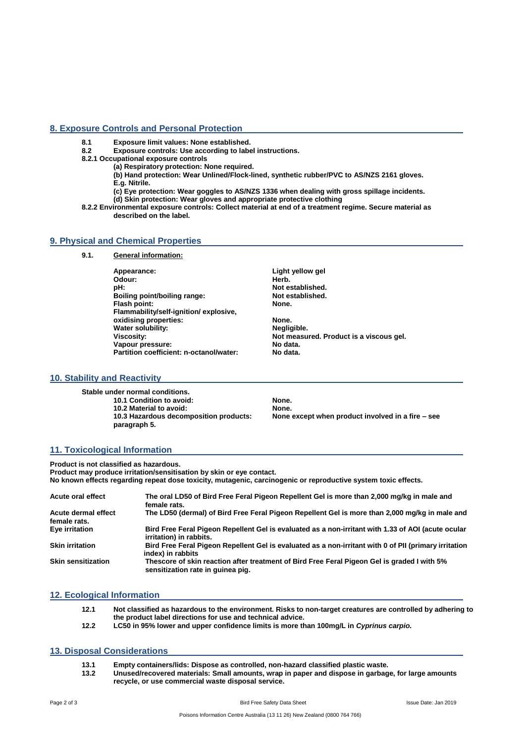## 8. Exposure Controls and Personal Protection

**8.1 Exposure limit values: None established.**

**8.2 Exposure controls: Use according to label instructions.**

**8.2.1 Occupational exposure controls**

**(a) Respiratory protection: None required.**

**(b) Hand protection: Wear Unlined/Flock-lined, synthetic rubber/PVC to AS/NZS 2161 gloves. E.g. Nitrile.**

**(c) Eye protection: Wear goggles to AS/NZS 1336 when dealing with gross spillage incidents.**

**(d) Skin protection: Wear gloves and appropriate protective clothing**

**8.2.2 Environmental exposure controls: Collect material at end of a treatment regime. Secure material as described on the label.**

## 9. Physical and Chemical Properties

**9.1. General information:**

| | |
|---|---|
| **Appearance:** | **Light yellow gel** |
| **Odour:** | **Herb.** |
| **pH:** | **Not established.** |
| **Boiling point/boiling range:** | **Not established.** |
| **Flash point:** | **None.** |
| **Flammability/self-ignition/ explosive, oxidising properties:** | **None.** |
| **Water solubility:** | **Negligible.** |
| **Viscosity:** | **Not measured. Product is a viscous gel.** |
| **Vapour pressure:** | **No data.** |
| **Partition coefficient: n-octanol/water:** | **No data.** |

## 10. Stability and Reactivity

**Stable under normal conditions.**

| | |
|---|---|
| **10.1 Condition to avoid:** | **None.** |
| **10.2 Material to avoid:** | **None.** |
| **10.3 Hazardous decomposition products:** | **None except when product involved in a fire – see paragraph 5.** |

## 11. Toxicological Information

**Product is not classified as hazardous.**
**Product may produce irritation/sensitisation by skin or eye contact.**
**No known effects regarding repeat dose toxicity, mutagenic, carcinogenic or reproductive system toxic effects.**

| | |
|---|---|
| **Acute oral effect** | **The oral LD50 of Bird Free Feral Pigeon Repellent Gel is more than 2,000 mg/kg in male and female rats.** |
| **Acute dermal effect** | **The LD50 (dermal) of Bird Free Feral Pigeon Repellent Gel is more than 2,000 mg/kg in male and female rats.** |
| **Eye irritation** | **Bird Free Feral Pigeon Repellent Gel is evaluated as a non-irritant with 1.33 of AOI (acute ocular irritation) in rabbits.** |
| **Skin irritation** | **Bird Free Feral Pigeon Repellent Gel is evaluated as a non-irritant with 0 of PII (primary irritation index) in rabbits** |
| **Skin sensitization** | **Thescore of skin reaction after treatment of Bird Free Feral Pigeon Gel is graded I with 5% sensitization rate in guinea pig.** |

## 12. Ecological Information

**12.1 Not classified as hazardous to the environment. Risks to non-target creatures are controlled by adhering to the product label directions for use and technical advice.**

**12.2 LC50 in 95% lower and upper confidence limits is more than 100mg/L in *Cyprinus carpio.***

## 13. Disposal Considerations

**13.1 Empty containers/lids: Dispose as controlled, non-hazard classified plastic waste.**

**13.2 Unused/recovered materials: Small amounts, wrap in paper and dispose in garbage, for large amounts recycle, or use commercial waste disposal service.**

Poisons Information Centre Australia (13 11 26) New Zealand (0800 764 766)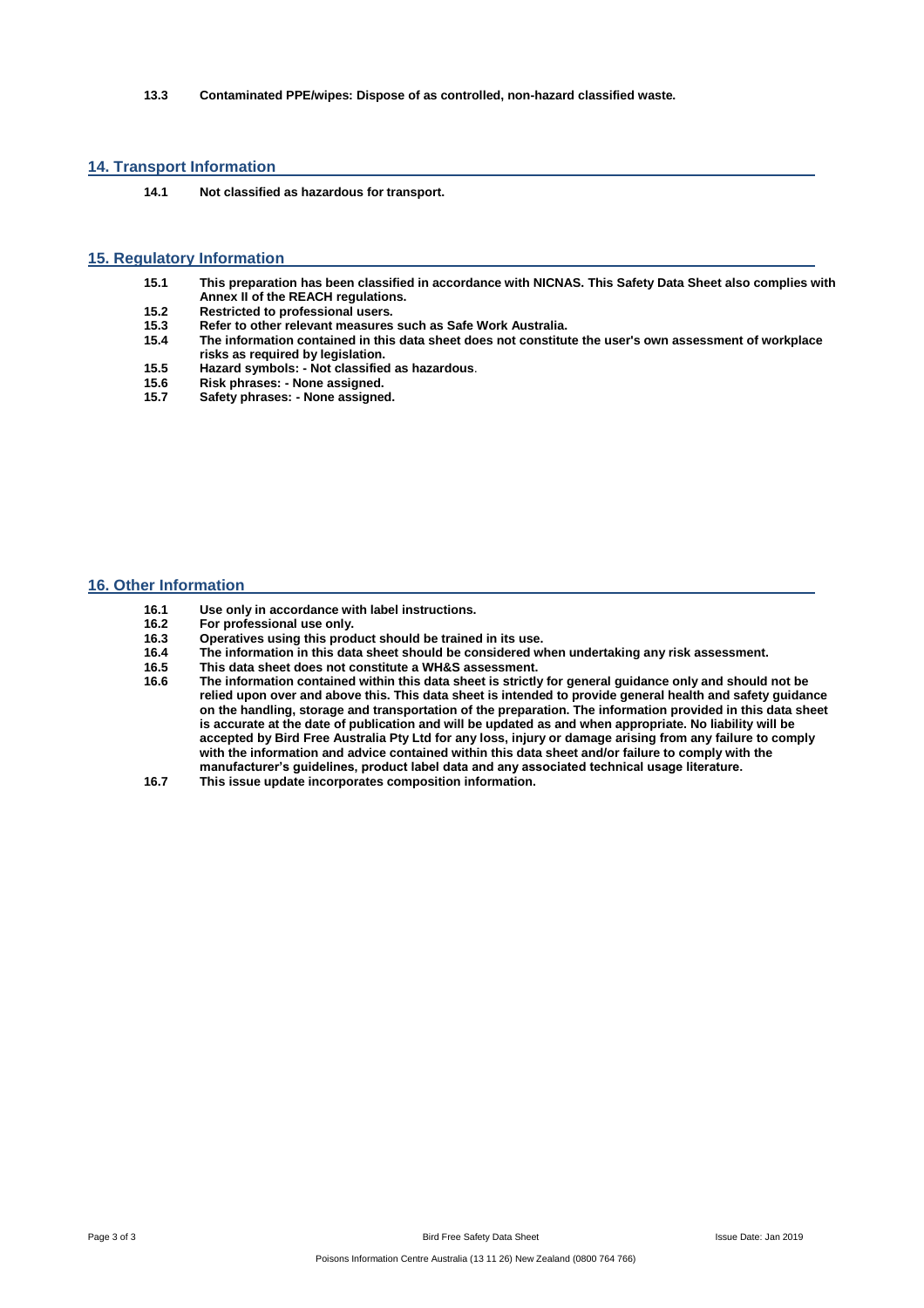**13.3 Contaminated PPE/wipes: Dispose of as controlled, non-hazard classified waste.**

## 14. Transport Information

**14.1 Not classified as hazardous for transport.**

## 15. Regulatory Information

**15.1 This preparation has been classified in accordance with NICNAS. This Safety Data Sheet also complies with Annex II of the REACH regulations.**
**15.2 Restricted to professional users.**
**15.3 Refer to other relevant measures such as Safe Work Australia.**
**15.4 The information contained in this data sheet does not constitute the user's own assessment of workplace risks as required by legislation.**
**15.5 Hazard symbols: - Not classified as hazardous.**
**15.6 Risk phrases: - None assigned.**
**15.7 Safety phrases: - None assigned.**

## 16. Other Information

**16.1 Use only in accordance with label instructions.**
**16.2 For professional use only.**
**16.3 Operatives using this product should be trained in its use.**
**16.4 The information in this data sheet should be considered when undertaking any risk assessment.**
**16.5 This data sheet does not constitute a WH&S assessment.**
**16.6 The information contained within this data sheet is strictly for general guidance only and should not be relied upon over and above this. This data sheet is intended to provide general health and safety guidance on the handling, storage and transportation of the preparation. The information provided in this data sheet is accurate at the date of publication and will be updated as and when appropriate. No liability will be accepted by Bird Free Australia Pty Ltd for any loss, injury or damage arising from any failure to comply with the information and advice contained within this data sheet and/or failure to comply with the manufacturer's guidelines, product label data and any associated technical usage literature.**
**16.7 This issue update incorporates composition information.**

Poisons Information Centre Australia (13 11 26) New Zealand (0800 764 766)